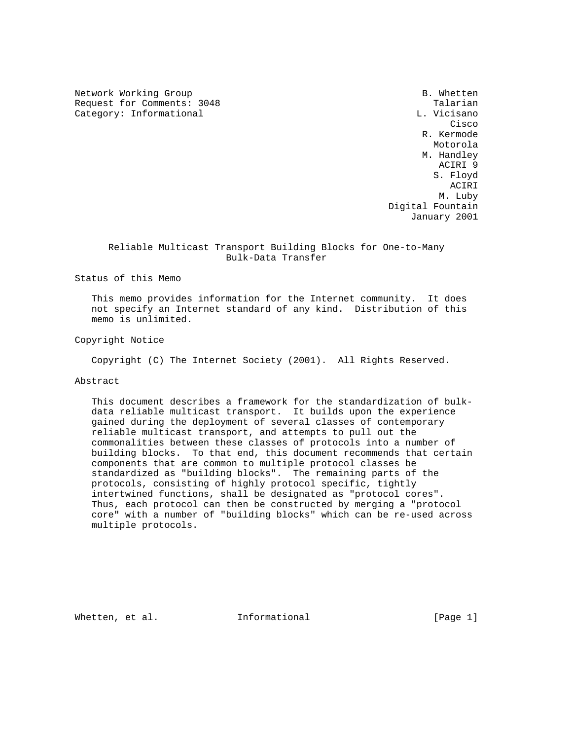Network Working Group B. Whetten
Request for Comments: 3048 Talarian
Category: Informational L. Vicisano
Cisco
R. Kermode
Motorola
M. Handley
ACIRI 9
S. Floyd
ACIRI
M. Luby
Digital Fountain
January 2001

# Reliable Multicast Transport Building Blocks for One-to-Many Bulk-Data Transfer

## Status of this Memo

This memo provides information for the Internet community. It does not specify an Internet standard of any kind. Distribution of this memo is unlimited.

## Copyright Notice

Copyright (C) The Internet Society (2001). All Rights Reserved.

## Abstract

This document describes a framework for the standardization of bulk-data reliable multicast transport. It builds upon the experience gained during the deployment of several classes of contemporary reliable multicast transport, and attempts to pull out the commonalities between these classes of protocols into a number of building blocks. To that end, this document recommends that certain components that are common to multiple protocol classes be standardized as "building blocks". The remaining parts of the protocols, consisting of highly protocol specific, tightly intertwined functions, shall be designated as "protocol cores". Thus, each protocol can then be constructed by merging a "protocol core" with a number of "building blocks" which can be re-used across multiple protocols.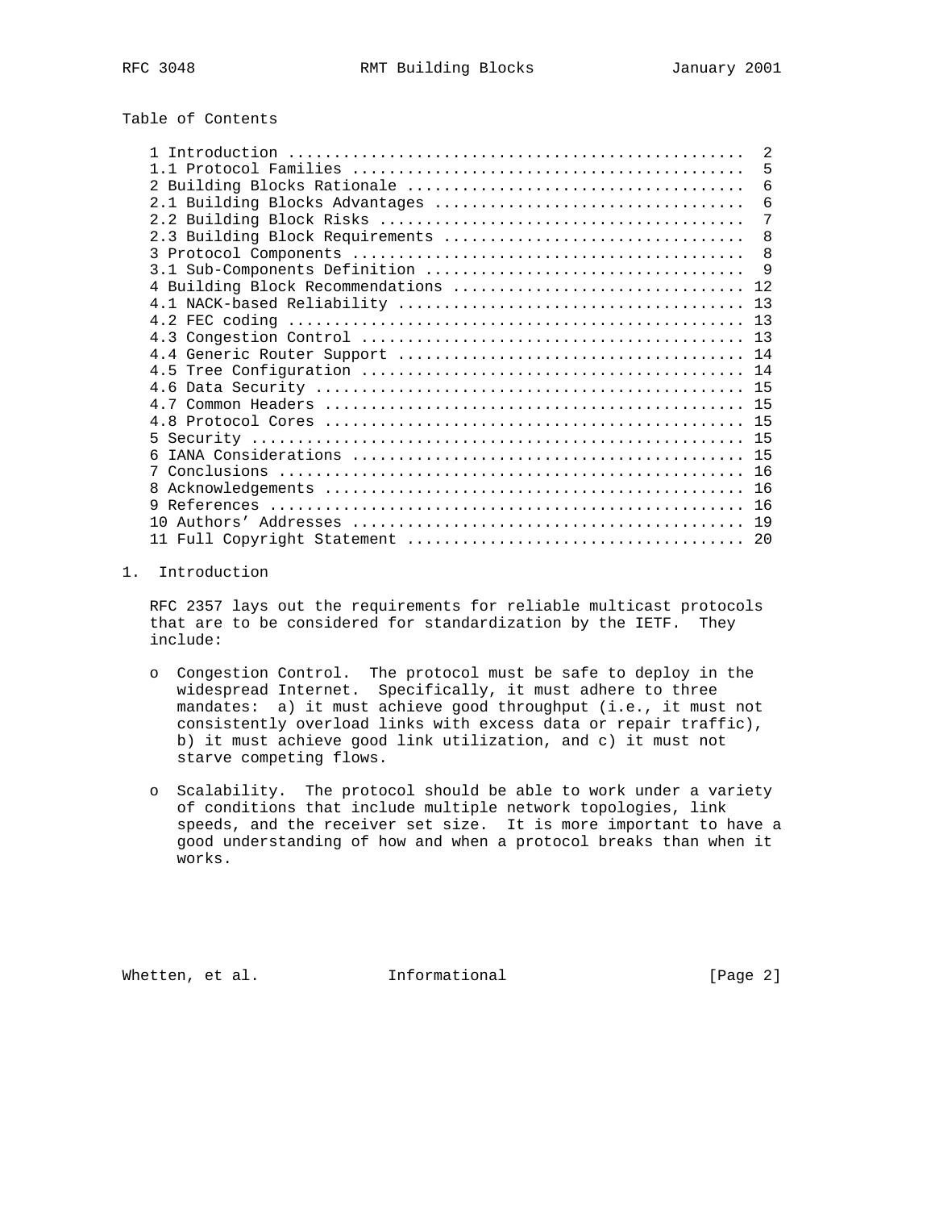Table of Contents

| Section | Page |
|---|---|
| 1 Introduction | 2 |
| 1.1 Protocol Families | 5 |
| 2 Building Blocks Rationale | 6 |
| 2.1 Building Blocks Advantages | 6 |
| 2.2 Building Block Risks | 7 |
| 2.3 Building Block Requirements | 8 |
| 3 Protocol Components | 8 |
| 3.1 Sub-Components Definition | 9 |
| 4 Building Block Recommendations | 12 |
| 4.1 NACK-based Reliability | 13 |
| 4.2 FEC coding | 13 |
| 4.3 Congestion Control | 13 |
| 4.4 Generic Router Support | 14 |
| 4.5 Tree Configuration | 14 |
| 4.6 Data Security | 15 |
| 4.7 Common Headers | 15 |
| 4.8 Protocol Cores | 15 |
| 5 Security | 15 |
| 6 IANA Considerations | 15 |
| 7 Conclusions | 16 |
| 8 Acknowledgements | 16 |
| 9 References | 16 |
| 10 Authors' Addresses | 19 |
| 11 Full Copyright Statement | 20 |

# 1. Introduction

RFC 2357 lays out the requirements for reliable multicast protocols that are to be considered for standardization by the IETF. They include:

- Congestion Control. The protocol must be safe to deploy in the widespread Internet. Specifically, it must adhere to three mandates: a) it must achieve good throughput (i.e., it must not consistently overload links with excess data or repair traffic), b) it must achieve good link utilization, and c) it must not starve competing flows.

- Scalability. The protocol should be able to work under a variety of conditions that include multiple network topologies, link speeds, and the receiver set size. It is more important to have a good understanding of how and when a protocol breaks than when it works.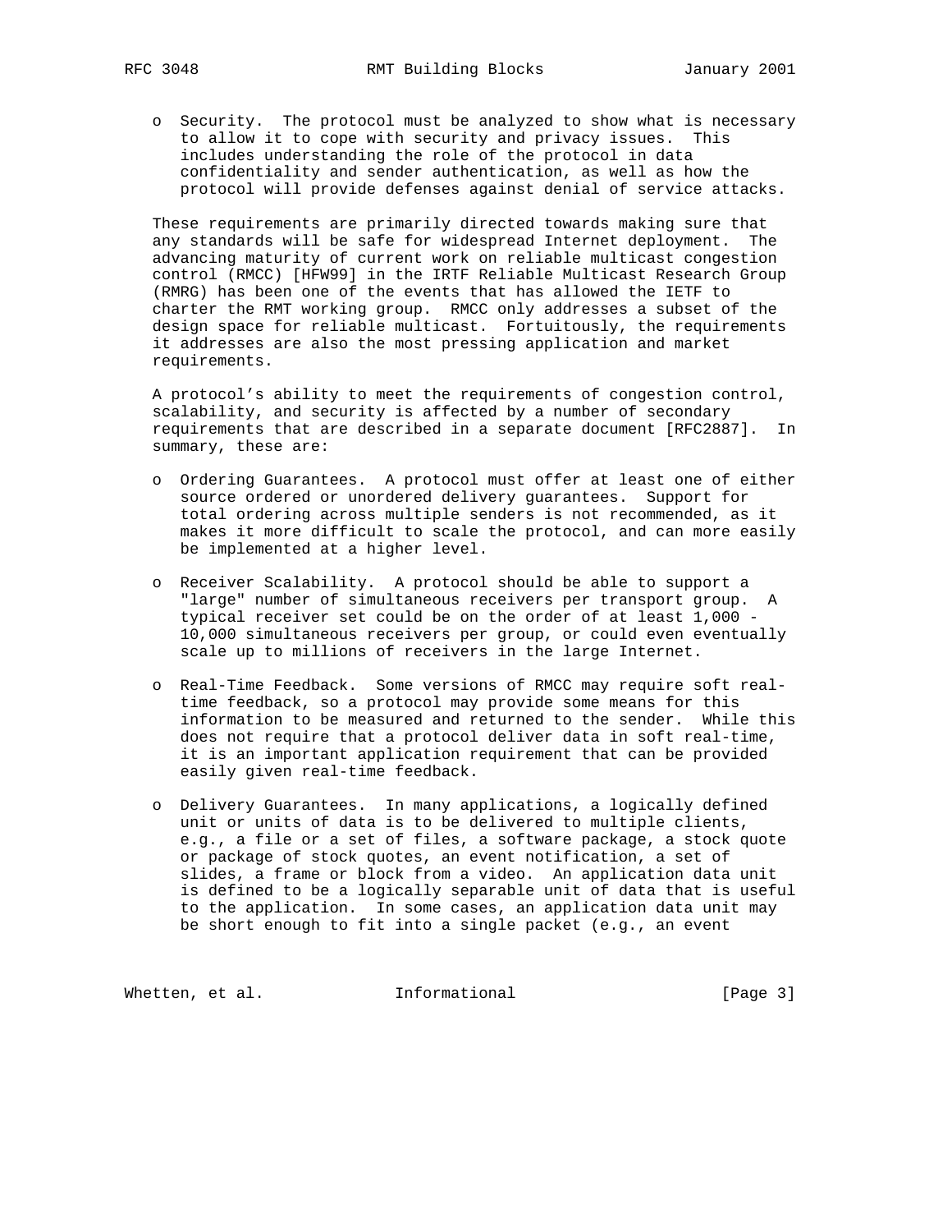- Security. The protocol must be analyzed to show what is necessary to allow it to cope with security and privacy issues. This includes understanding the role of the protocol in data confidentiality and sender authentication, as well as how the protocol will provide defenses against denial of service attacks.

These requirements are primarily directed towards making sure that any standards will be safe for widespread Internet deployment. The advancing maturity of current work on reliable multicast congestion control (RMCC) [HFW99] in the IRTF Reliable Multicast Research Group (RMRG) has been one of the events that has allowed the IETF to charter the RMT working group. RMCC only addresses a subset of the design space for reliable multicast. Fortuitously, the requirements it addresses are also the most pressing application and market requirements.

A protocol's ability to meet the requirements of congestion control, scalability, and security is affected by a number of secondary requirements that are described in a separate document [RFC2887]. In summary, these are:

- Ordering Guarantees. A protocol must offer at least one of either source ordered or unordered delivery guarantees. Support for total ordering across multiple senders is not recommended, as it makes it more difficult to scale the protocol, and can more easily be implemented at a higher level.

- Receiver Scalability. A protocol should be able to support a "large" number of simultaneous receivers per transport group. A typical receiver set could be on the order of at least 1,000 - 10,000 simultaneous receivers per group, or could even eventually scale up to millions of receivers in the large Internet.

- Real-Time Feedback. Some versions of RMCC may require soft real-time feedback, so a protocol may provide some means for this information to be measured and returned to the sender. While this does not require that a protocol deliver data in soft real-time, it is an important application requirement that can be provided easily given real-time feedback.

- Delivery Guarantees. In many applications, a logically defined unit or units of data is to be delivered to multiple clients, e.g., a file or a set of files, a software package, a stock quote or package of stock quotes, an event notification, a set of slides, a frame or block from a video. An application data unit is defined to be a logically separable unit of data that is useful to the application. In some cases, an application data unit may be short enough to fit into a single packet (e.g., an event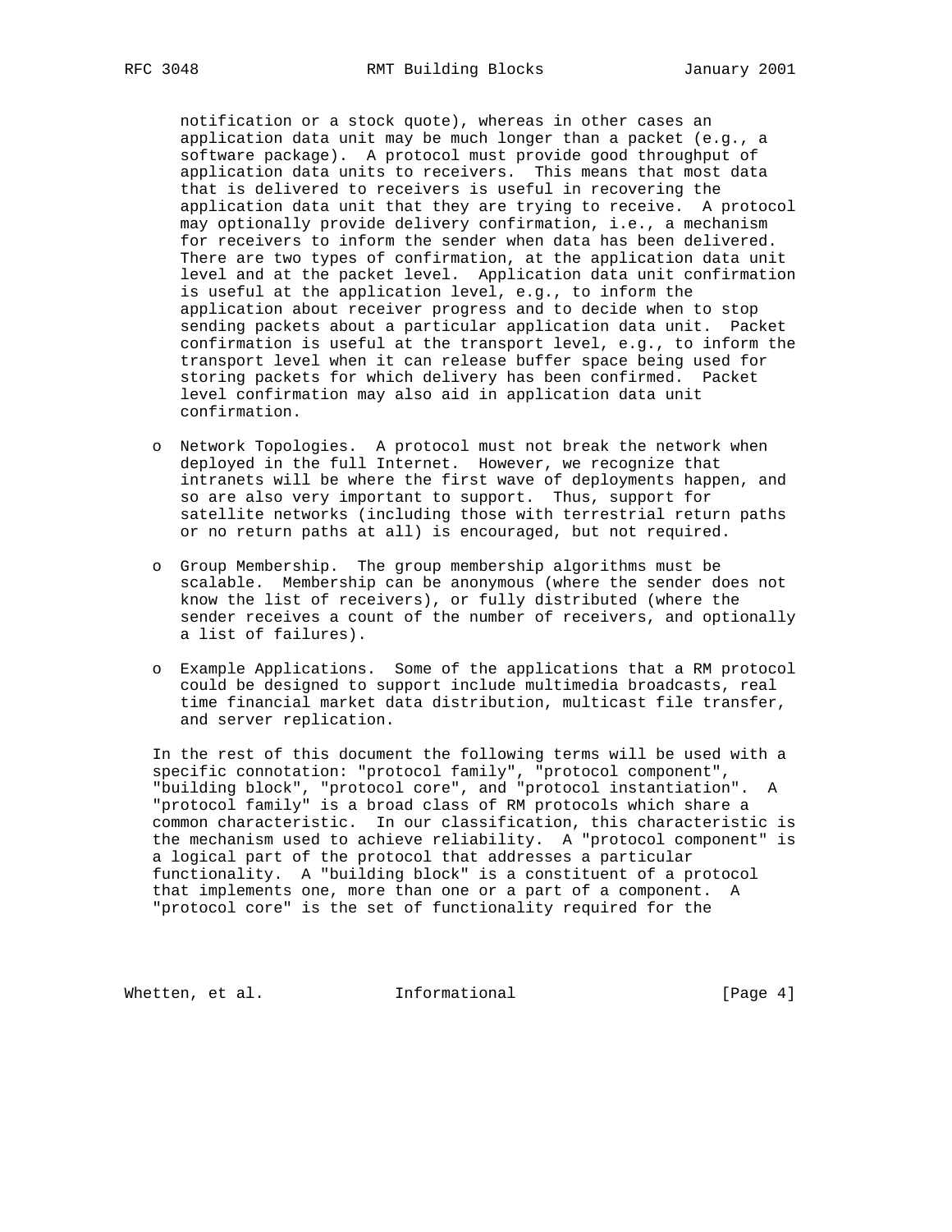notification or a stock quote), whereas in other cases an application data unit may be much longer than a packet (e.g., a software package). A protocol must provide good throughput of application data units to receivers. This means that most data that is delivered to receivers is useful in recovering the application data unit that they are trying to receive. A protocol may optionally provide delivery confirmation, i.e., a mechanism for receivers to inform the sender when data has been delivered. There are two types of confirmation, at the application data unit level and at the packet level. Application data unit confirmation is useful at the application level, e.g., to inform the application about receiver progress and to decide when to stop sending packets about a particular application data unit. Packet confirmation is useful at the transport level, e.g., to inform the transport level when it can release buffer space being used for storing packets for which delivery has been confirmed. Packet level confirmation may also aid in application data unit confirmation.

- Network Topologies. A protocol must not break the network when deployed in the full Internet. However, we recognize that intranets will be where the first wave of deployments happen, and so are also very important to support. Thus, support for satellite networks (including those with terrestrial return paths or no return paths at all) is encouraged, but not required.

- Group Membership. The group membership algorithms must be scalable. Membership can be anonymous (where the sender does not know the list of receivers), or fully distributed (where the sender receives a count of the number of receivers, and optionally a list of failures).

- Example Applications. Some of the applications that a RM protocol could be designed to support include multimedia broadcasts, real time financial market data distribution, multicast file transfer, and server replication.

In the rest of this document the following terms will be used with a specific connotation: "protocol family", "protocol component", "building block", "protocol core", and "protocol instantiation". A "protocol family" is a broad class of RM protocols which share a common characteristic. In our classification, this characteristic is the mechanism used to achieve reliability. A "protocol component" is a logical part of the protocol that addresses a particular functionality. A "building block" is a constituent of a protocol that implements one, more than one or a part of a component. A "protocol core" is the set of functionality required for the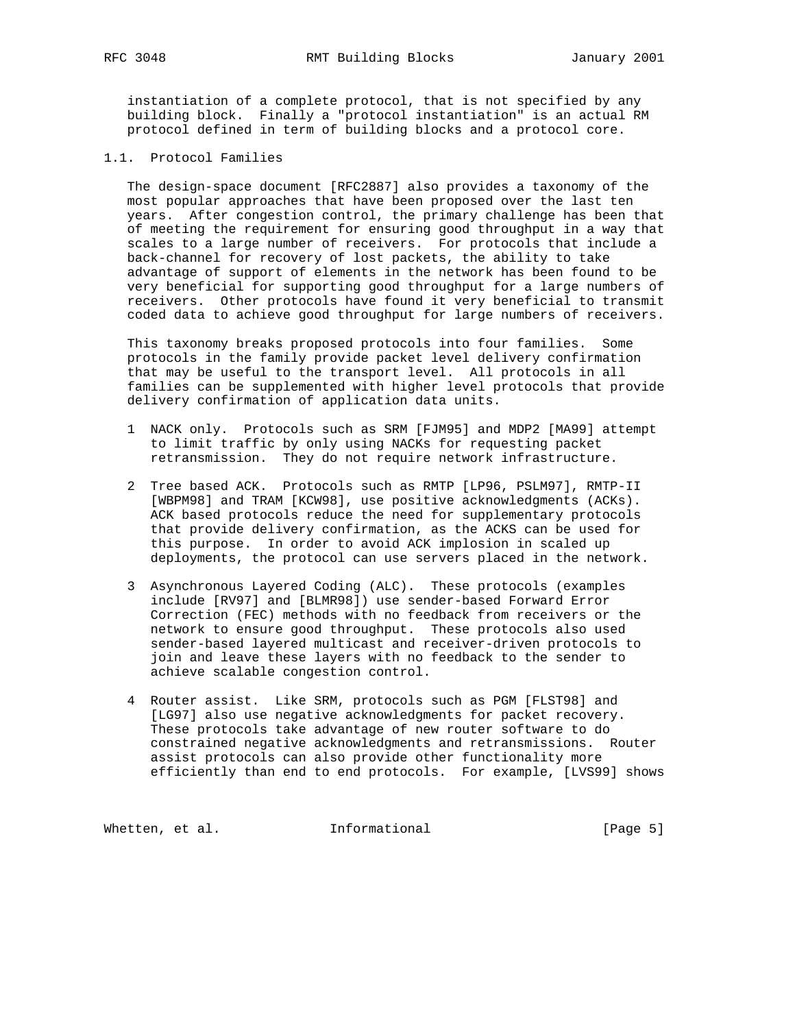instantiation of a complete protocol, that is not specified by any building block. Finally a "protocol instantiation" is an actual RM protocol defined in term of building blocks and a protocol core.

## 1.1. Protocol Families

The design-space document [RFC2887] also provides a taxonomy of the most popular approaches that have been proposed over the last ten years. After congestion control, the primary challenge has been that of meeting the requirement for ensuring good throughput in a way that scales to a large number of receivers. For protocols that include a back-channel for recovery of lost packets, the ability to take advantage of support of elements in the network has been found to be very beneficial for supporting good throughput for a large numbers of receivers. Other protocols have found it very beneficial to transmit coded data to achieve good throughput for large numbers of receivers.

This taxonomy breaks proposed protocols into four families. Some protocols in the family provide packet level delivery confirmation that may be useful to the transport level. All protocols in all families can be supplemented with higher level protocols that provide delivery confirmation of application data units.

1 NACK only. Protocols such as SRM [FJM95] and MDP2 [MA99] attempt to limit traffic by only using NACKs for requesting packet retransmission. They do not require network infrastructure.

2 Tree based ACK. Protocols such as RMTP [LP96, PSLM97], RMTP-II [WBPM98] and TRAM [KCW98], use positive acknowledgments (ACKs). ACK based protocols reduce the need for supplementary protocols that provide delivery confirmation, as the ACKS can be used for this purpose. In order to avoid ACK implosion in scaled up deployments, the protocol can use servers placed in the network.

3 Asynchronous Layered Coding (ALC). These protocols (examples include [RV97] and [BLMR98]) use sender-based Forward Error Correction (FEC) methods with no feedback from receivers or the network to ensure good throughput. These protocols also used sender-based layered multicast and receiver-driven protocols to join and leave these layers with no feedback to the sender to achieve scalable congestion control.

4 Router assist. Like SRM, protocols such as PGM [FLST98] and [LG97] also use negative acknowledgments for packet recovery. These protocols take advantage of new router software to do constrained negative acknowledgments and retransmissions. Router assist protocols can also provide other functionality more efficiently than end to end protocols. For example, [LVS99] shows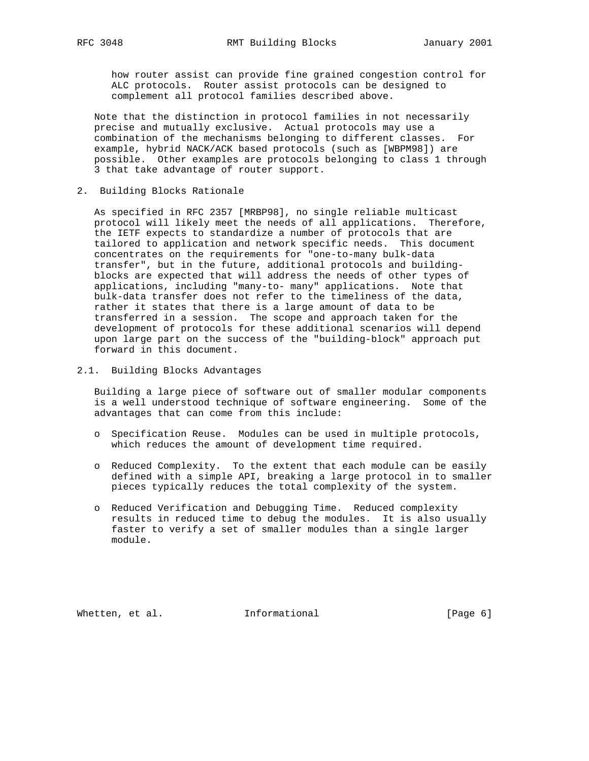how router assist can provide fine grained congestion control for ALC protocols. Router assist protocols can be designed to complement all protocol families described above.

Note that the distinction in protocol families in not necessarily precise and mutually exclusive. Actual protocols may use a combination of the mechanisms belonging to different classes. For example, hybrid NACK/ACK based protocols (such as [WBPM98]) are possible. Other examples are protocols belonging to class 1 through 3 that take advantage of router support.

## 2. Building Blocks Rationale

As specified in RFC 2357 [MRBP98], no single reliable multicast protocol will likely meet the needs of all applications. Therefore, the IETF expects to standardize a number of protocols that are tailored to application and network specific needs. This document concentrates on the requirements for "one-to-many bulk-data transfer", but in the future, additional protocols and building-blocks are expected that will address the needs of other types of applications, including "many-to- many" applications. Note that bulk-data transfer does not refer to the timeliness of the data, rather it states that there is a large amount of data to be transferred in a session. The scope and approach taken for the development of protocols for these additional scenarios will depend upon large part on the success of the "building-block" approach put forward in this document.

### 2.1. Building Blocks Advantages

Building a large piece of software out of smaller modular components is a well understood technique of software engineering. Some of the advantages that can come from this include:

- Specification Reuse. Modules can be used in multiple protocols, which reduces the amount of development time required.
- Reduced Complexity. To the extent that each module can be easily defined with a simple API, breaking a large protocol in to smaller pieces typically reduces the total complexity of the system.
- Reduced Verification and Debugging Time. Reduced complexity results in reduced time to debug the modules. It is also usually faster to verify a set of smaller modules than a single larger module.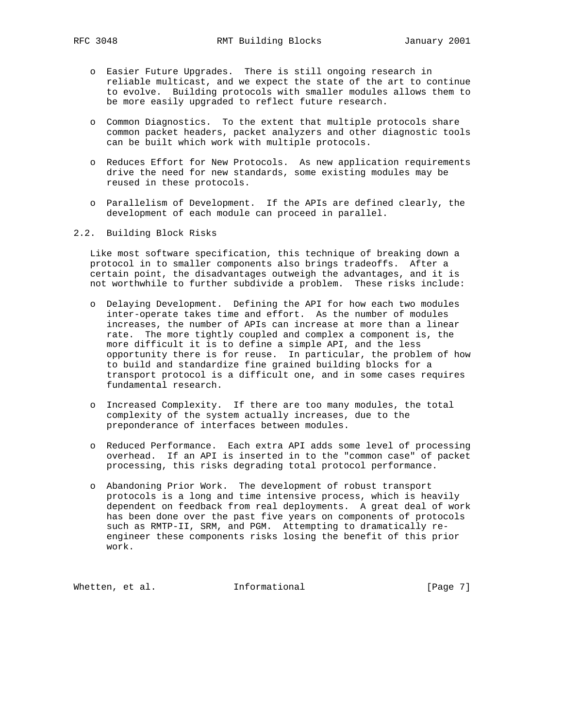- Easier Future Upgrades. There is still ongoing research in reliable multicast, and we expect the state of the art to continue to evolve. Building protocols with smaller modules allows them to be more easily upgraded to reflect future research.

- Common Diagnostics. To the extent that multiple protocols share common packet headers, packet analyzers and other diagnostic tools can be built which work with multiple protocols.

- Reduces Effort for New Protocols. As new application requirements drive the need for new standards, some existing modules may be reused in these protocols.

- Parallelism of Development. If the APIs are defined clearly, the development of each module can proceed in parallel.

## 2.2. Building Block Risks

Like most software specification, this technique of breaking down a protocol in to smaller components also brings tradeoffs. After a certain point, the disadvantages outweigh the advantages, and it is not worthwhile to further subdivide a problem. These risks include:

- Delaying Development. Defining the API for how each two modules inter-operate takes time and effort. As the number of modules increases, the number of APIs can increase at more than a linear rate. The more tightly coupled and complex a component is, the more difficult it is to define a simple API, and the less opportunity there is for reuse. In particular, the problem of how to build and standardize fine grained building blocks for a transport protocol is a difficult one, and in some cases requires fundamental research.

- Increased Complexity. If there are too many modules, the total complexity of the system actually increases, due to the preponderance of interfaces between modules.

- Reduced Performance. Each extra API adds some level of processing overhead. If an API is inserted in to the "common case" of packet processing, this risks degrading total protocol performance.

- Abandoning Prior Work. The development of robust transport protocols is a long and time intensive process, which is heavily dependent on feedback from real deployments. A great deal of work has been done over the past five years on components of protocols such as RMTP-II, SRM, and PGM. Attempting to dramatically re-engineer these components risks losing the benefit of this prior work.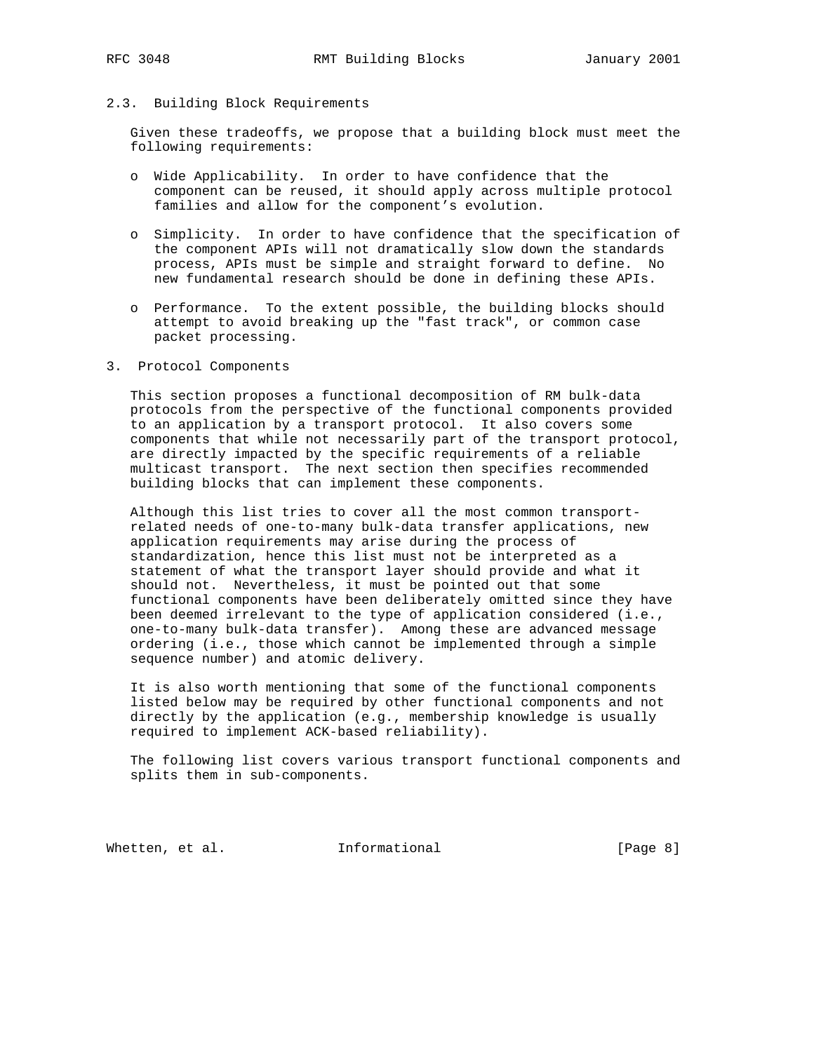## 2.3. Building Block Requirements

Given these tradeoffs, we propose that a building block must meet the following requirements:

- Wide Applicability. In order to have confidence that the component can be reused, it should apply across multiple protocol families and allow for the component's evolution.

- Simplicity. In order to have confidence that the specification of the component APIs will not dramatically slow down the standards process, APIs must be simple and straight forward to define. No new fundamental research should be done in defining these APIs.

- Performance. To the extent possible, the building blocks should attempt to avoid breaking up the "fast track", or common case packet processing.

# 3. Protocol Components

This section proposes a functional decomposition of RM bulk-data protocols from the perspective of the functional components provided to an application by a transport protocol. It also covers some components that while not necessarily part of the transport protocol, are directly impacted by the specific requirements of a reliable multicast transport. The next section then specifies recommended building blocks that can implement these components.

Although this list tries to cover all the most common transport-related needs of one-to-many bulk-data transfer applications, new application requirements may arise during the process of standardization, hence this list must not be interpreted as a statement of what the transport layer should provide and what it should not. Nevertheless, it must be pointed out that some functional components have been deliberately omitted since they have been deemed irrelevant to the type of application considered (i.e., one-to-many bulk-data transfer). Among these are advanced message ordering (i.e., those which cannot be implemented through a simple sequence number) and atomic delivery.

It is also worth mentioning that some of the functional components listed below may be required by other functional components and not directly by the application (e.g., membership knowledge is usually required to implement ACK-based reliability).

The following list covers various transport functional components and splits them in sub-components.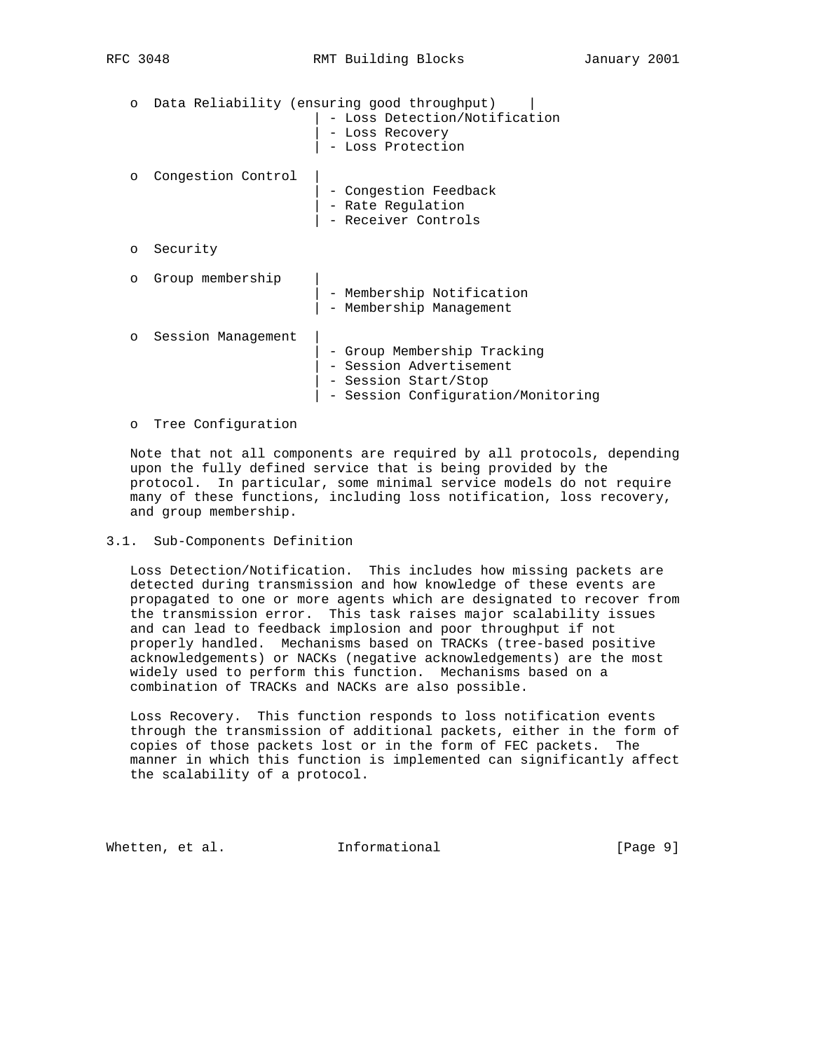- Data Reliability (ensuring good throughput)
  - Loss Detection/Notification
  - Loss Recovery
  - Loss Protection
- Congestion Control
  - Congestion Feedback
  - Rate Regulation
  - Receiver Controls
- Security
- Group membership
  - Membership Notification
  - Membership Management
- Session Management
  - Group Membership Tracking
  - Session Advertisement
  - Session Start/Stop
  - Session Configuration/Monitoring
- Tree Configuration

Note that not all components are required by all protocols, depending upon the fully defined service that is being provided by the protocol. In particular, some minimal service models do not require many of these functions, including loss notification, loss recovery, and group membership.

## 3.1. Sub-Components Definition

Loss Detection/Notification. This includes how missing packets are detected during transmission and how knowledge of these events are propagated to one or more agents which are designated to recover from the transmission error. This task raises major scalability issues and can lead to feedback implosion and poor throughput if not properly handled. Mechanisms based on TRACKs (tree-based positive acknowledgements) or NACKs (negative acknowledgements) are the most widely used to perform this function. Mechanisms based on a combination of TRACKs and NACKs are also possible.

Loss Recovery. This function responds to loss notification events through the transmission of additional packets, either in the form of copies of those packets lost or in the form of FEC packets. The manner in which this function is implemented can significantly affect the scalability of a protocol.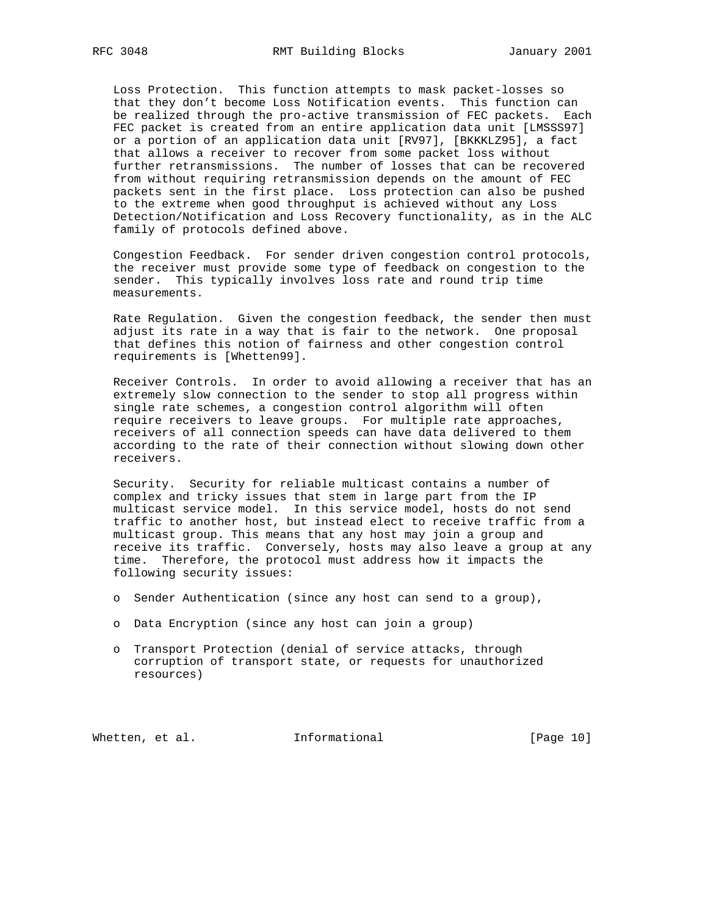Loss Protection. This function attempts to mask packet-losses so that they don't become Loss Notification events. This function can be realized through the pro-active transmission of FEC packets. Each FEC packet is created from an entire application data unit [LMSSS97] or a portion of an application data unit [RV97], [BKKKLZ95], a fact that allows a receiver to recover from some packet loss without further retransmissions. The number of losses that can be recovered from without requiring retransmission depends on the amount of FEC packets sent in the first place. Loss protection can also be pushed to the extreme when good throughput is achieved without any Loss Detection/Notification and Loss Recovery functionality, as in the ALC family of protocols defined above.

Congestion Feedback. For sender driven congestion control protocols, the receiver must provide some type of feedback on congestion to the sender. This typically involves loss rate and round trip time measurements.

Rate Regulation. Given the congestion feedback, the sender then must adjust its rate in a way that is fair to the network. One proposal that defines this notion of fairness and other congestion control requirements is [Whetten99].

Receiver Controls. In order to avoid allowing a receiver that has an extremely slow connection to the sender to stop all progress within single rate schemes, a congestion control algorithm will often require receivers to leave groups. For multiple rate approaches, receivers of all connection speeds can have data delivered to them according to the rate of their connection without slowing down other receivers.

Security. Security for reliable multicast contains a number of complex and tricky issues that stem in large part from the IP multicast service model. In this service model, hosts do not send traffic to another host, but instead elect to receive traffic from a multicast group. This means that any host may join a group and receive its traffic. Conversely, hosts may also leave a group at any time. Therefore, the protocol must address how it impacts the following security issues:

- Sender Authentication (since any host can send to a group),
- Data Encryption (since any host can join a group)
- Transport Protection (denial of service attacks, through corruption of transport state, or requests for unauthorized resources)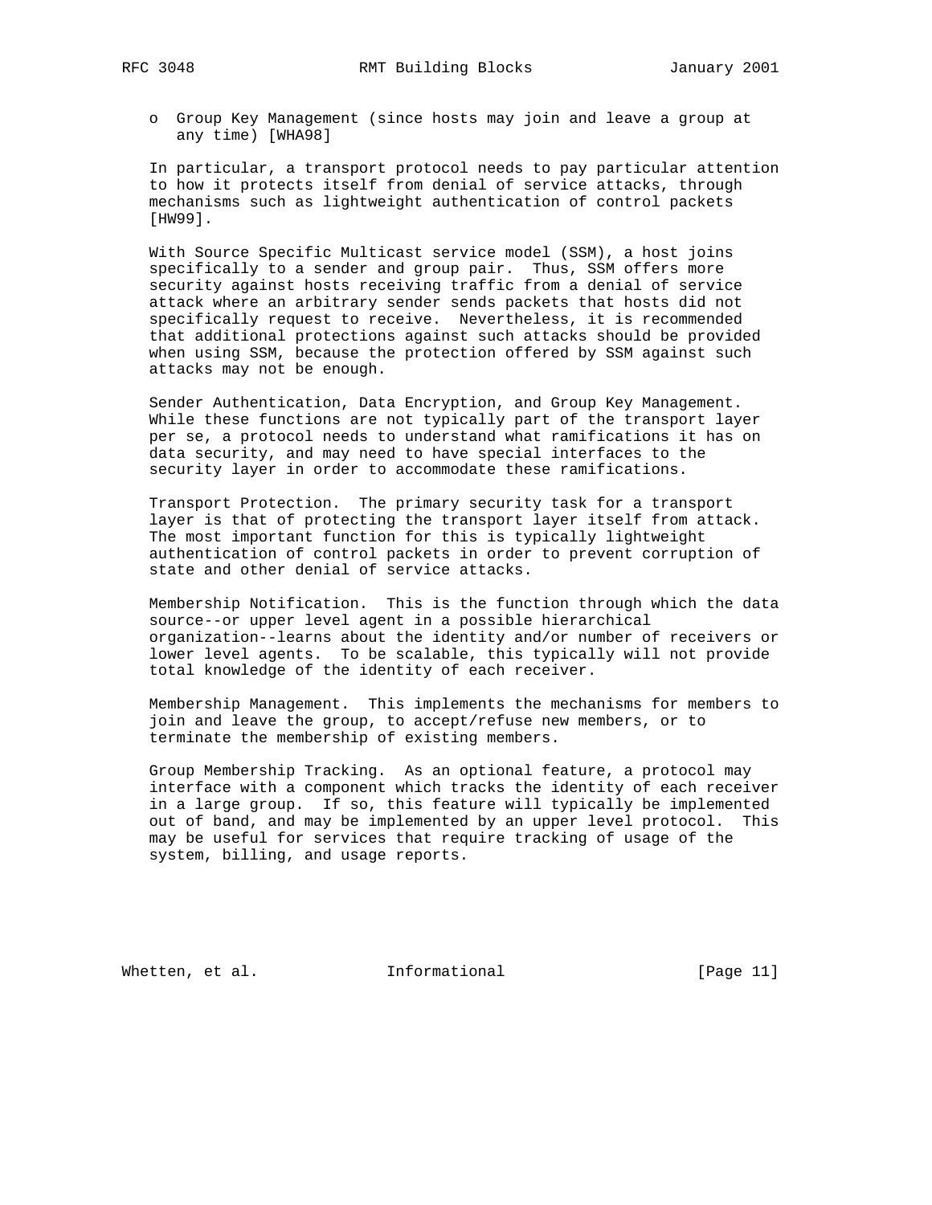- Group Key Management (since hosts may join and leave a group at any time) [WHA98]

In particular, a transport protocol needs to pay particular attention to how it protects itself from denial of service attacks, through mechanisms such as lightweight authentication of control packets [HW99].

With Source Specific Multicast service model (SSM), a host joins specifically to a sender and group pair. Thus, SSM offers more security against hosts receiving traffic from a denial of service attack where an arbitrary sender sends packets that hosts did not specifically request to receive. Nevertheless, it is recommended that additional protections against such attacks should be provided when using SSM, because the protection offered by SSM against such attacks may not be enough.

Sender Authentication, Data Encryption, and Group Key Management. While these functions are not typically part of the transport layer per se, a protocol needs to understand what ramifications it has on data security, and may need to have special interfaces to the security layer in order to accommodate these ramifications.

Transport Protection. The primary security task for a transport layer is that of protecting the transport layer itself from attack. The most important function for this is typically lightweight authentication of control packets in order to prevent corruption of state and other denial of service attacks.

Membership Notification. This is the function through which the data source--or upper level agent in a possible hierarchical organization--learns about the identity and/or number of receivers or lower level agents. To be scalable, this typically will not provide total knowledge of the identity of each receiver.

Membership Management. This implements the mechanisms for members to join and leave the group, to accept/refuse new members, or to terminate the membership of existing members.

Group Membership Tracking. As an optional feature, a protocol may interface with a component which tracks the identity of each receiver in a large group. If so, this feature will typically be implemented out of band, and may be implemented by an upper level protocol. This may be useful for services that require tracking of usage of the system, billing, and usage reports.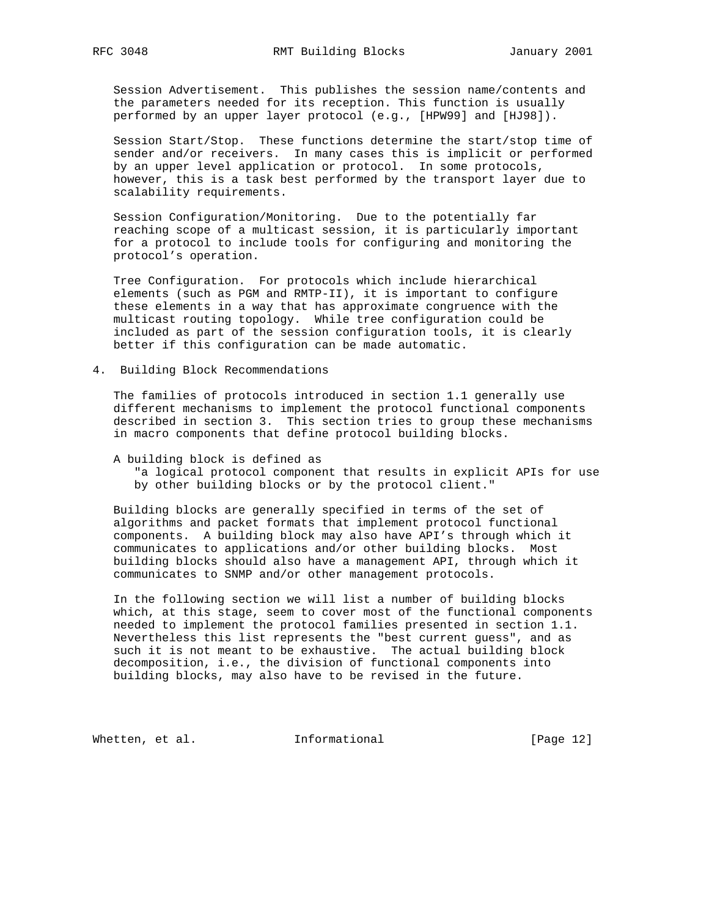Session Advertisement. This publishes the session name/contents and the parameters needed for its reception. This function is usually performed by an upper layer protocol (e.g., [HPW99] and [HJ98]).

Session Start/Stop. These functions determine the start/stop time of sender and/or receivers. In many cases this is implicit or performed by an upper level application or protocol. In some protocols, however, this is a task best performed by the transport layer due to scalability requirements.

Session Configuration/Monitoring. Due to the potentially far reaching scope of a multicast session, it is particularly important for a protocol to include tools for configuring and monitoring the protocol's operation.

Tree Configuration. For protocols which include hierarchical elements (such as PGM and RMTP-II), it is important to configure these elements in a way that has approximate congruence with the multicast routing topology. While tree configuration could be included as part of the session configuration tools, it is clearly better if this configuration can be made automatic.

## 4. Building Block Recommendations

The families of protocols introduced in section 1.1 generally use different mechanisms to implement the protocol functional components described in section 3. This section tries to group these mechanisms in macro components that define protocol building blocks.

A building block is defined as

> "a logical protocol component that results in explicit APIs for use by other building blocks or by the protocol client."

Building blocks are generally specified in terms of the set of algorithms and packet formats that implement protocol functional components. A building block may also have API's through which it communicates to applications and/or other building blocks. Most building blocks should also have a management API, through which it communicates to SNMP and/or other management protocols.

In the following section we will list a number of building blocks which, at this stage, seem to cover most of the functional components needed to implement the protocol families presented in section 1.1. Nevertheless this list represents the "best current guess", and as such it is not meant to be exhaustive. The actual building block decomposition, i.e., the division of functional components into building blocks, may also have to be revised in the future.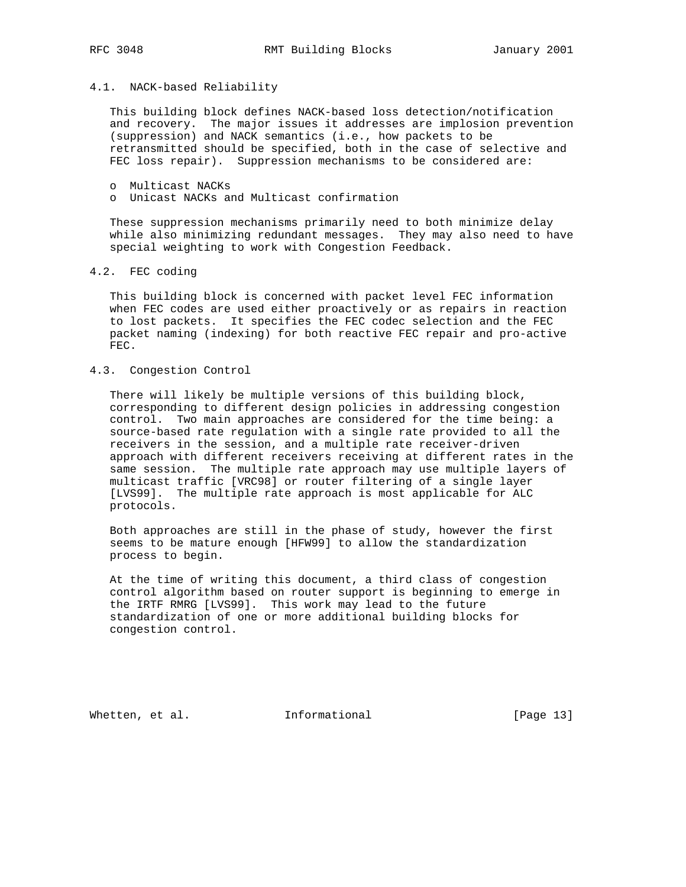### 4.1. NACK-based Reliability

This building block defines NACK-based loss detection/notification and recovery. The major issues it addresses are implosion prevention (suppression) and NACK semantics (i.e., how packets to be retransmitted should be specified, both in the case of selective and FEC loss repair). Suppression mechanisms to be considered are:

- Multicast NACKs
- Unicast NACKs and Multicast confirmation

These suppression mechanisms primarily need to both minimize delay while also minimizing redundant messages. They may also need to have special weighting to work with Congestion Feedback.

### 4.2. FEC coding

This building block is concerned with packet level FEC information when FEC codes are used either proactively or as repairs in reaction to lost packets. It specifies the FEC codec selection and the FEC packet naming (indexing) for both reactive FEC repair and pro-active FEC.

### 4.3. Congestion Control

There will likely be multiple versions of this building block, corresponding to different design policies in addressing congestion control. Two main approaches are considered for the time being: a source-based rate regulation with a single rate provided to all the receivers in the session, and a multiple rate receiver-driven approach with different receivers receiving at different rates in the same session. The multiple rate approach may use multiple layers of multicast traffic [VRC98] or router filtering of a single layer [LVS99]. The multiple rate approach is most applicable for ALC protocols.

Both approaches are still in the phase of study, however the first seems to be mature enough [HFW99] to allow the standardization process to begin.

At the time of writing this document, a third class of congestion control algorithm based on router support is beginning to emerge in the IRTF RMRG [LVS99]. This work may lead to the future standardization of one or more additional building blocks for congestion control.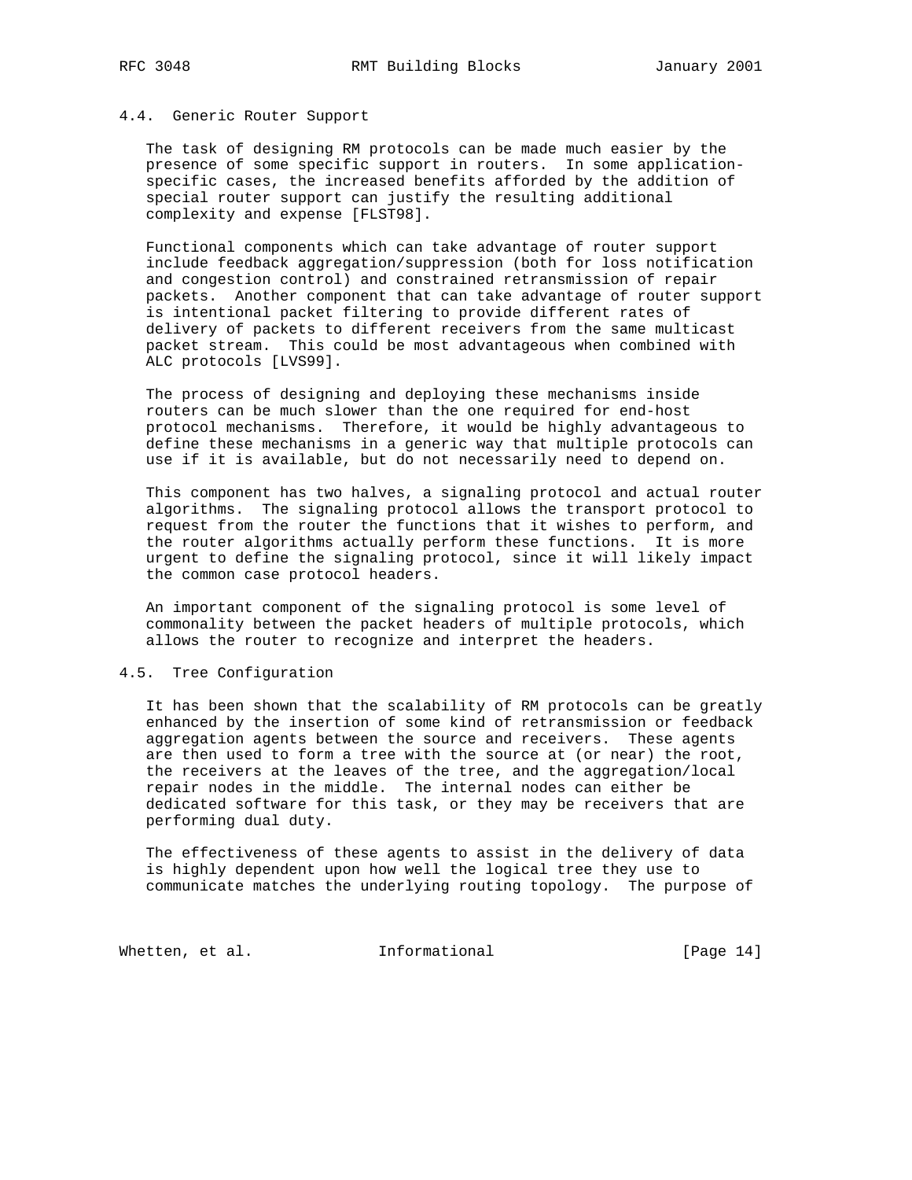### 4.4. Generic Router Support

The task of designing RM protocols can be made much easier by the presence of some specific support in routers. In some application-specific cases, the increased benefits afforded by the addition of special router support can justify the resulting additional complexity and expense [FLST98].

Functional components which can take advantage of router support include feedback aggregation/suppression (both for loss notification and congestion control) and constrained retransmission of repair packets. Another component that can take advantage of router support is intentional packet filtering to provide different rates of delivery of packets to different receivers from the same multicast packet stream. This could be most advantageous when combined with ALC protocols [LVS99].

The process of designing and deploying these mechanisms inside routers can be much slower than the one required for end-host protocol mechanisms. Therefore, it would be highly advantageous to define these mechanisms in a generic way that multiple protocols can use if it is available, but do not necessarily need to depend on.

This component has two halves, a signaling protocol and actual router algorithms. The signaling protocol allows the transport protocol to request from the router the functions that it wishes to perform, and the router algorithms actually perform these functions. It is more urgent to define the signaling protocol, since it will likely impact the common case protocol headers.

An important component of the signaling protocol is some level of commonality between the packet headers of multiple protocols, which allows the router to recognize and interpret the headers.

### 4.5. Tree Configuration

It has been shown that the scalability of RM protocols can be greatly enhanced by the insertion of some kind of retransmission or feedback aggregation agents between the source and receivers. These agents are then used to form a tree with the source at (or near) the root, the receivers at the leaves of the tree, and the aggregation/local repair nodes in the middle. The internal nodes can either be dedicated software for this task, or they may be receivers that are performing dual duty.

The effectiveness of these agents to assist in the delivery of data is highly dependent upon how well the logical tree they use to communicate matches the underlying routing topology. The purpose of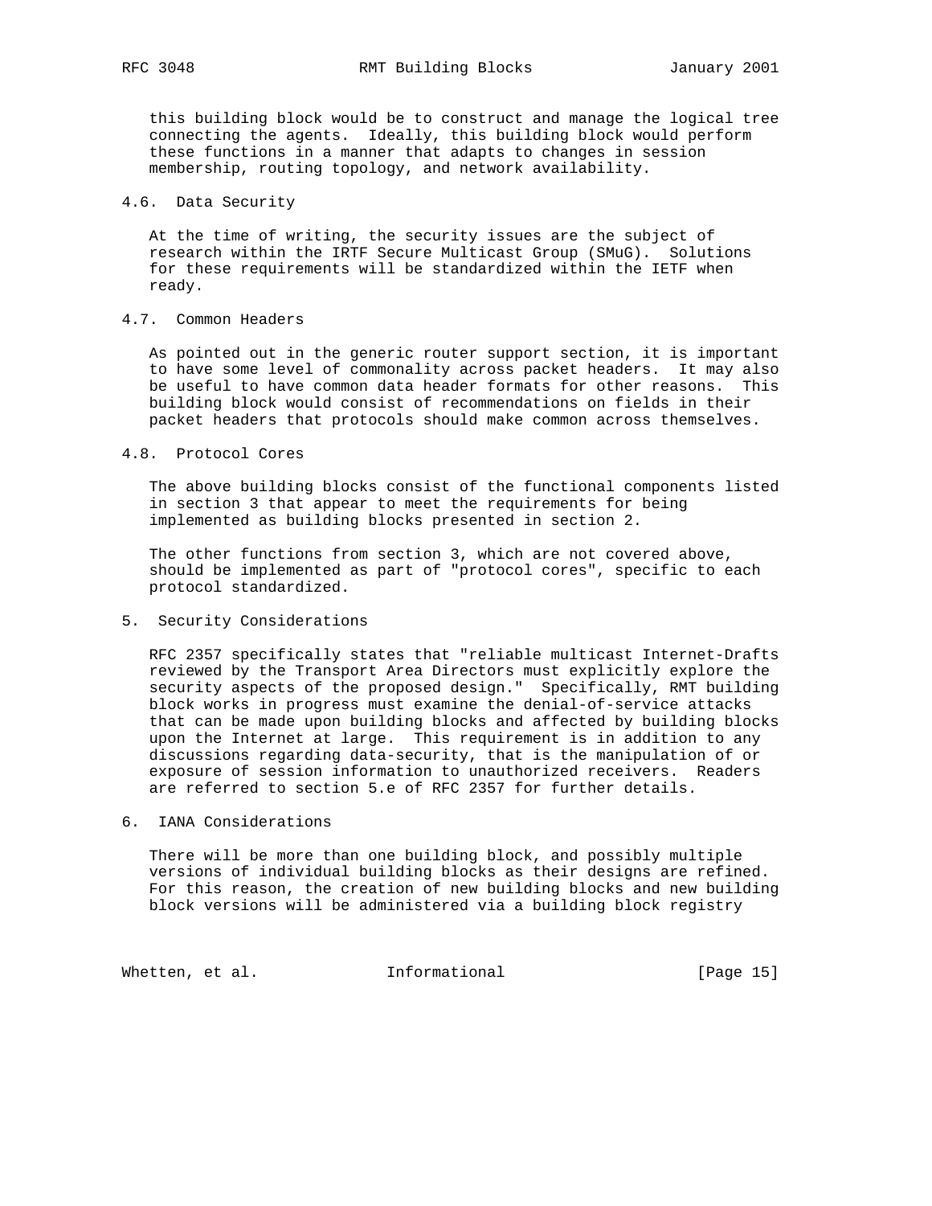this building block would be to construct and manage the logical tree connecting the agents. Ideally, this building block would perform these functions in a manner that adapts to changes in session membership, routing topology, and network availability.

### 4.6. Data Security

At the time of writing, the security issues are the subject of research within the IRTF Secure Multicast Group (SMuG). Solutions for these requirements will be standardized within the IETF when ready.

### 4.7. Common Headers

As pointed out in the generic router support section, it is important to have some level of commonality across packet headers. It may also be useful to have common data header formats for other reasons. This building block would consist of recommendations on fields in their packet headers that protocols should make common across themselves.

### 4.8. Protocol Cores

The above building blocks consist of the functional components listed in section 3 that appear to meet the requirements for being implemented as building blocks presented in section 2.

The other functions from section 3, which are not covered above, should be implemented as part of "protocol cores", specific to each protocol standardized.

## 5. Security Considerations

RFC 2357 specifically states that "reliable multicast Internet-Drafts reviewed by the Transport Area Directors must explicitly explore the security aspects of the proposed design." Specifically, RMT building block works in progress must examine the denial-of-service attacks that can be made upon building blocks and affected by building blocks upon the Internet at large. This requirement is in addition to any discussions regarding data-security, that is the manipulation of or exposure of session information to unauthorized receivers. Readers are referred to section 5.e of RFC 2357 for further details.

## 6. IANA Considerations

There will be more than one building block, and possibly multiple versions of individual building blocks as their designs are refined. For this reason, the creation of new building blocks and new building block versions will be administered via a building block registry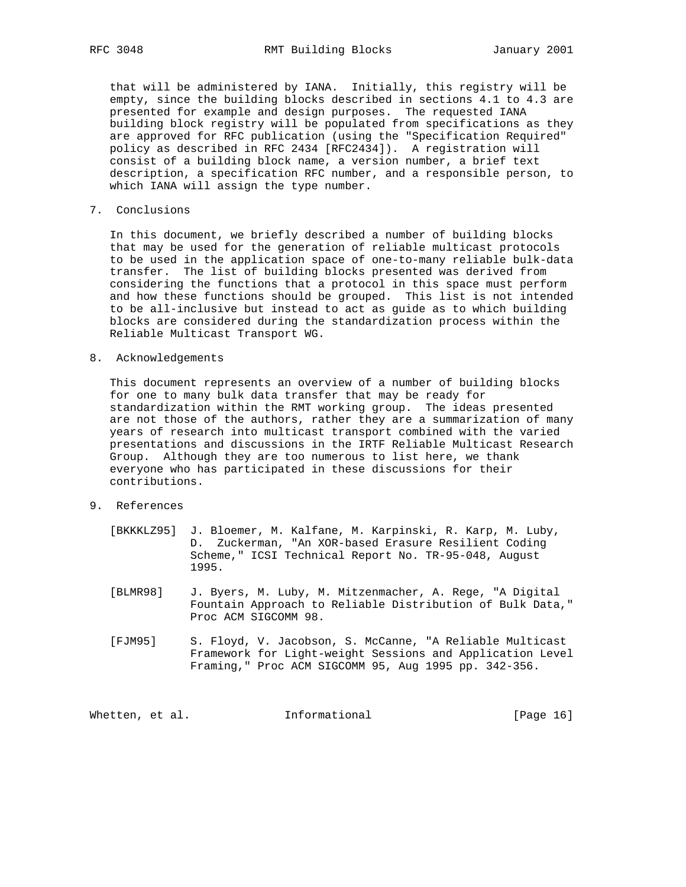that will be administered by IANA. Initially, this registry will be empty, since the building blocks described in sections 4.1 to 4.3 are presented for example and design purposes. The requested IANA building block registry will be populated from specifications as they are approved for RFC publication (using the "Specification Required" policy as described in RFC 2434 [RFC2434]). A registration will consist of a building block name, a version number, a brief text description, a specification RFC number, and a responsible person, to which IANA will assign the type number.

## 7. Conclusions

In this document, we briefly described a number of building blocks that may be used for the generation of reliable multicast protocols to be used in the application space of one-to-many reliable bulk-data transfer. The list of building blocks presented was derived from considering the functions that a protocol in this space must perform and how these functions should be grouped. This list is not intended to be all-inclusive but instead to act as guide as to which building blocks are considered during the standardization process within the Reliable Multicast Transport WG.

## 8. Acknowledgements

This document represents an overview of a number of building blocks for one to many bulk data transfer that may be ready for standardization within the RMT working group. The ideas presented are not those of the authors, rather they are a summarization of many years of research into multicast transport combined with the varied presentations and discussions in the IRTF Reliable Multicast Research Group. Although they are too numerous to list here, we thank everyone who has participated in these discussions for their contributions.

## 9. References

[BKKKLZ95] J. Bloemer, M. Kalfane, M. Karpinski, R. Karp, M. Luby, D. Zuckerman, "An XOR-based Erasure Resilient Coding Scheme," ICSI Technical Report No. TR-95-048, August 1995.

[BLMR98] J. Byers, M. Luby, M. Mitzenmacher, A. Rege, "A Digital Fountain Approach to Reliable Distribution of Bulk Data," Proc ACM SIGCOMM 98.

[FJM95] S. Floyd, V. Jacobson, S. McCanne, "A Reliable Multicast Framework for Light-weight Sessions and Application Level Framing," Proc ACM SIGCOMM 95, Aug 1995 pp. 342-356.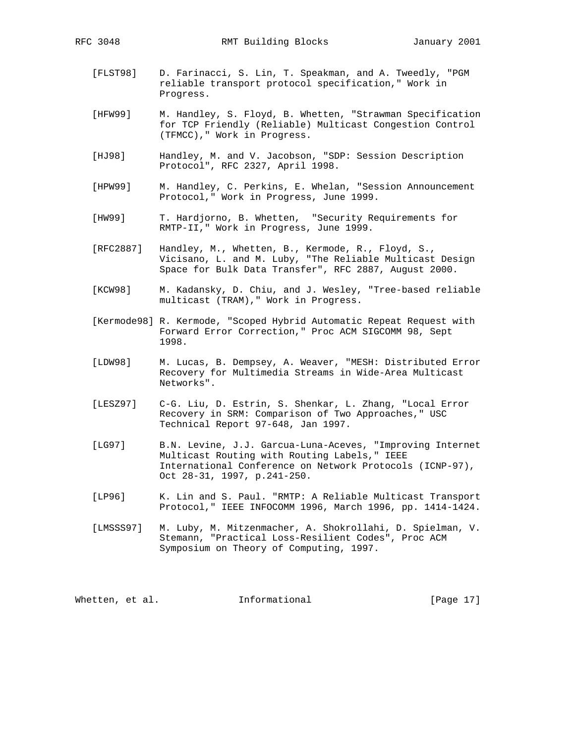[FLST98] D. Farinacci, S. Lin, T. Speakman, and A. Tweedly, "PGM reliable transport protocol specification," Work in Progress.

[HFW99] M. Handley, S. Floyd, B. Whetten, "Strawman Specification for TCP Friendly (Reliable) Multicast Congestion Control (TFMCC)," Work in Progress.

[HJ98] Handley, M. and V. Jacobson, "SDP: Session Description Protocol", RFC 2327, April 1998.

[HPW99] M. Handley, C. Perkins, E. Whelan, "Session Announcement Protocol," Work in Progress, June 1999.

[HW99] T. Hardjorno, B. Whetten, "Security Requirements for RMTP-II," Work in Progress, June 1999.

[RFC2887] Handley, M., Whetten, B., Kermode, R., Floyd, S., Vicisano, L. and M. Luby, "The Reliable Multicast Design Space for Bulk Data Transfer", RFC 2887, August 2000.

[KCW98] M. Kadansky, D. Chiu, and J. Wesley, "Tree-based reliable multicast (TRAM)," Work in Progress.

[Kermode98] R. Kermode, "Scoped Hybrid Automatic Repeat Request with Forward Error Correction," Proc ACM SIGCOMM 98, Sept 1998.

[LDW98] M. Lucas, B. Dempsey, A. Weaver, "MESH: Distributed Error Recovery for Multimedia Streams in Wide-Area Multicast Networks".

[LESZ97] C-G. Liu, D. Estrin, S. Shenkar, L. Zhang, "Local Error Recovery in SRM: Comparison of Two Approaches," USC Technical Report 97-648, Jan 1997.

[LG97] B.N. Levine, J.J. Garcua-Luna-Aceves, "Improving Internet Multicast Routing with Routing Labels," IEEE International Conference on Network Protocols (ICNP-97), Oct 28-31, 1997, p.241-250.

[LP96] K. Lin and S. Paul. "RMTP: A Reliable Multicast Transport Protocol," IEEE INFOCOMM 1996, March 1996, pp. 1414-1424.

[LMSSS97] M. Luby, M. Mitzenmacher, A. Shokrollahi, D. Spielman, V. Stemann, "Practical Loss-Resilient Codes", Proc ACM Symposium on Theory of Computing, 1997.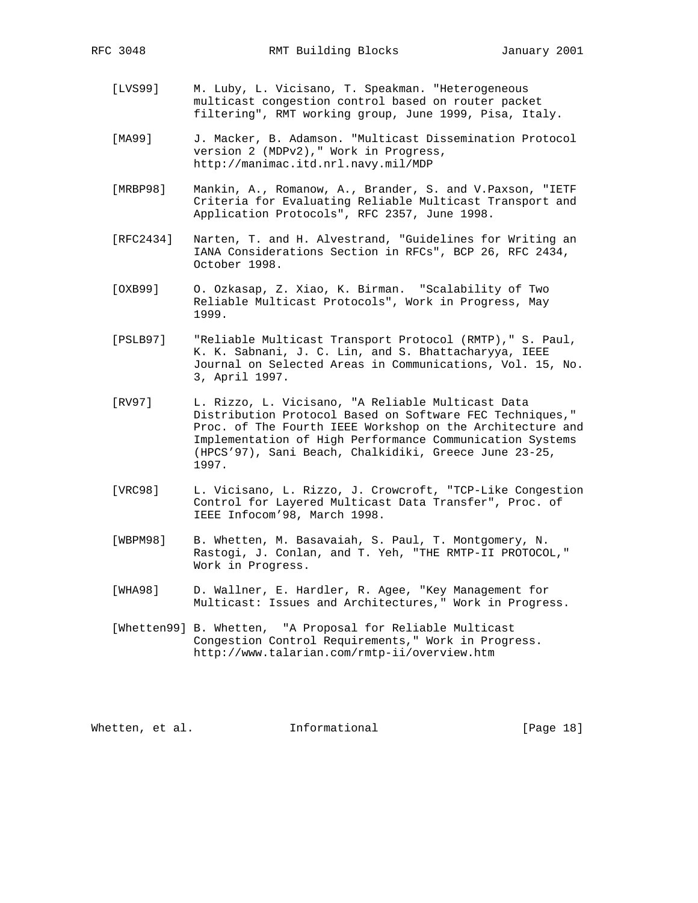[LVS99] M. Luby, L. Vicisano, T. Speakman. "Heterogeneous multicast congestion control based on router packet filtering", RMT working group, June 1999, Pisa, Italy.

[MA99] J. Macker, B. Adamson. "Multicast Dissemination Protocol version 2 (MDPv2)," Work in Progress, http://manimac.itd.nrl.navy.mil/MDP

[MRBP98] Mankin, A., Romanow, A., Brander, S. and V.Paxson, "IETF Criteria for Evaluating Reliable Multicast Transport and Application Protocols", RFC 2357, June 1998.

[RFC2434] Narten, T. and H. Alvestrand, "Guidelines for Writing an IANA Considerations Section in RFCs", BCP 26, RFC 2434, October 1998.

[OXB99] O. Ozkasap, Z. Xiao, K. Birman. "Scalability of Two Reliable Multicast Protocols", Work in Progress, May 1999.

[PSLB97] "Reliable Multicast Transport Protocol (RMTP)," S. Paul, K. K. Sabnani, J. C. Lin, and S. Bhattacharyya, IEEE Journal on Selected Areas in Communications, Vol. 15, No. 3, April 1997.

[RV97] L. Rizzo, L. Vicisano, "A Reliable Multicast Data Distribution Protocol Based on Software FEC Techniques," Proc. of The Fourth IEEE Workshop on the Architecture and Implementation of High Performance Communication Systems (HPCS’97), Sani Beach, Chalkidiki, Greece June 23-25, 1997.

[VRC98] L. Vicisano, L. Rizzo, J. Crowcroft, "TCP-Like Congestion Control for Layered Multicast Data Transfer", Proc. of IEEE Infocom’98, March 1998.

[WBPM98] B. Whetten, M. Basavaiah, S. Paul, T. Montgomery, N. Rastogi, J. Conlan, and T. Yeh, "THE RMTP-II PROTOCOL," Work in Progress.

[WHA98] D. Wallner, E. Hardler, R. Agee, "Key Management for Multicast: Issues and Architectures," Work in Progress.

[Whetten99] B. Whetten, "A Proposal for Reliable Multicast Congestion Control Requirements," Work in Progress. http://www.talarian.com/rmtp-ii/overview.htm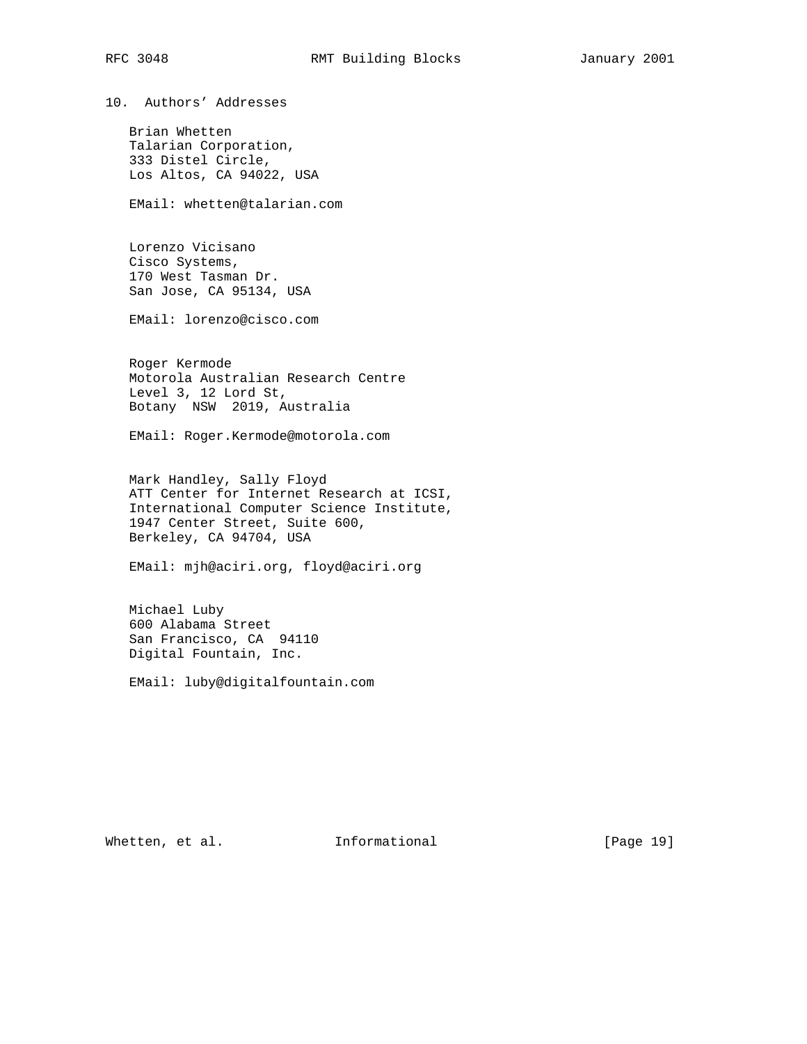## 10. Authors' Addresses

Brian Whetten
Talarian Corporation,
333 Distel Circle,
Los Altos, CA 94022, USA

EMail: whetten@talarian.com

Lorenzo Vicisano
Cisco Systems,
170 West Tasman Dr.
San Jose, CA 95134, USA

EMail: lorenzo@cisco.com

Roger Kermode
Motorola Australian Research Centre
Level 3, 12 Lord St,
Botany NSW 2019, Australia

EMail: Roger.Kermode@motorola.com

Mark Handley, Sally Floyd
ATT Center for Internet Research at ICSI,
International Computer Science Institute,
1947 Center Street, Suite 600,
Berkeley, CA 94704, USA

EMail: mjh@aciri.org, floyd@aciri.org

Michael Luby
600 Alabama Street
San Francisco, CA 94110
Digital Fountain, Inc.

EMail: luby@digitalfountain.com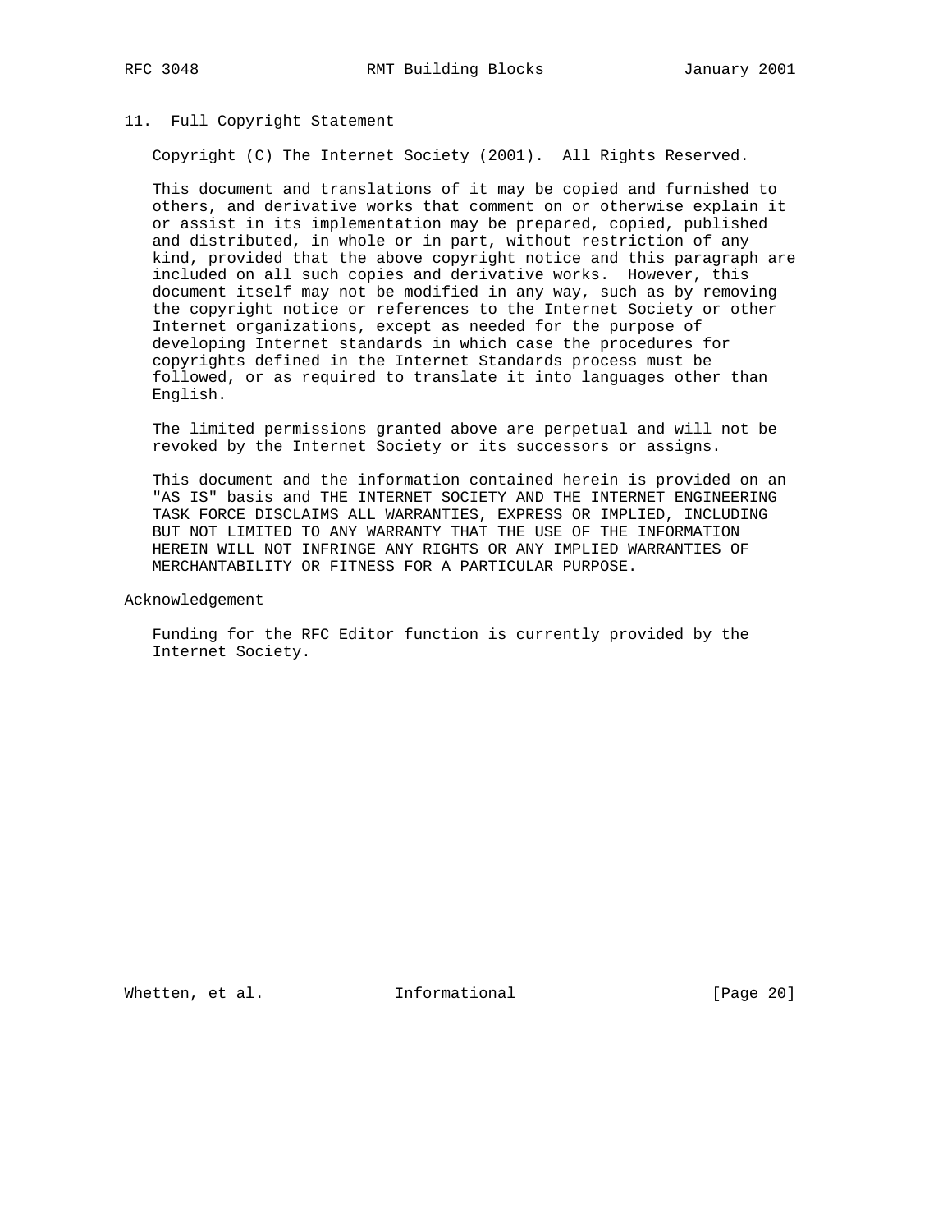## 11. Full Copyright Statement

Copyright (C) The Internet Society (2001). All Rights Reserved.

This document and translations of it may be copied and furnished to others, and derivative works that comment on or otherwise explain it or assist in its implementation may be prepared, copied, published and distributed, in whole or in part, without restriction of any kind, provided that the above copyright notice and this paragraph are included on all such copies and derivative works. However, this document itself may not be modified in any way, such as by removing the copyright notice or references to the Internet Society or other Internet organizations, except as needed for the purpose of developing Internet standards in which case the procedures for copyrights defined in the Internet Standards process must be followed, or as required to translate it into languages other than English.

The limited permissions granted above are perpetual and will not be revoked by the Internet Society or its successors or assigns.

This document and the information contained herein is provided on an "AS IS" basis and THE INTERNET SOCIETY AND THE INTERNET ENGINEERING TASK FORCE DISCLAIMS ALL WARRANTIES, EXPRESS OR IMPLIED, INCLUDING BUT NOT LIMITED TO ANY WARRANTY THAT THE USE OF THE INFORMATION HEREIN WILL NOT INFRINGE ANY RIGHTS OR ANY IMPLIED WARRANTIES OF MERCHANTABILITY OR FITNESS FOR A PARTICULAR PURPOSE.

## Acknowledgement

Funding for the RFC Editor function is currently provided by the Internet Society.